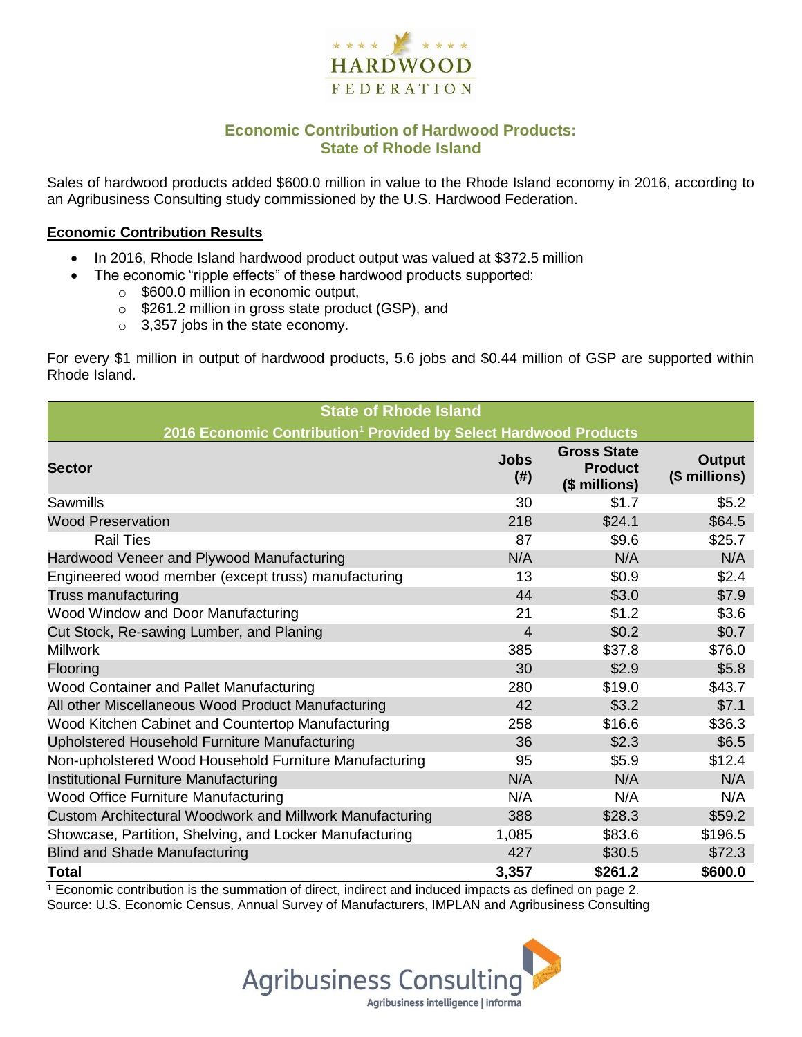# Economic Contribution of Hardwood Products: State of Rhode Island

Sales of hardwood products added $600.0 million in value to the Rhode Island economy in 2016, according to an Agribusiness Consulting study commissioned by the U.S. Hardwood Federation.

## Economic Contribution Results

- In 2016, Rhode Island hardwood product output was valued at $372.5 million
- The economic "ripple effects" of these hardwood products supported:
  - $600.0 million in economic output,
  - $261.2 million in gross state product (GSP), and
  - 3,357 jobs in the state economy.

For every $1 million in output of hardwood products, 5.6 jobs and $0.44 million of GSP are supported within Rhode Island.

| State of Rhode Island<br>2016 Economic Contribution[1] Provided by Select Hardwood Products | | | |
|---|---|---|---|
| **Sector** | **Jobs (#)** | **Gross State Product ($ millions)** | **Output ($ millions)** |
| Sawmills | 30 | $1.7 | $5.2 |
| Wood Preservation | 218 | $24.1 | $64.5 |
| Rail Ties | 87 | $9.6 | $25.7 |
| Hardwood Veneer and Plywood Manufacturing | N/A | N/A | N/A |
| Engineered wood member (except truss) manufacturing | 13 | $0.9 | $2.4 |
| Truss manufacturing | 44 | $3.0 | $7.9 |
| Wood Window and Door Manufacturing | 21 | $1.2 | $3.6 |
| Cut Stock, Re-sawing Lumber, and Planing | 4 | $0.2 | $0.7 |
| Millwork | 385 | $37.8 | $76.0 |
| Flooring | 30 | $2.9 | $5.8 |
| Wood Container and Pallet Manufacturing | 280 | $19.0 | $43.7 |
| All other Miscellaneous Wood Product Manufacturing | 42 | $3.2 | $7.1 |
| Wood Kitchen Cabinet and Countertop Manufacturing | 258 | $16.6 | $36.3 |
| Upholstered Household Furniture Manufacturing | 36 | $2.3 | $6.5 |
| Non-upholstered Wood Household Furniture Manufacturing | 95 | $5.9 | $12.4 |
| Institutional Furniture Manufacturing | N/A | N/A | N/A |
| Wood Office Furniture Manufacturing | N/A | N/A | N/A |
| Custom Architectural Woodwork and Millwork Manufacturing | 388 | $28.3 | $59.2 |
| Showcase, Partition, Shelving, and Locker Manufacturing | 1,085 | $83.6 | $196.5 |
| Blind and Shade Manufacturing | 427 | $30.5 | $72.3 |
| **Total** | **3,357** | **$261.2** | **$600.0** |

[1] Economic contribution is the summation of direct, indirect and induced impacts as defined on page 2.
Source: U.S. Economic Census, Annual Survey of Manufacturers, IMPLAN and Agribusiness Consulting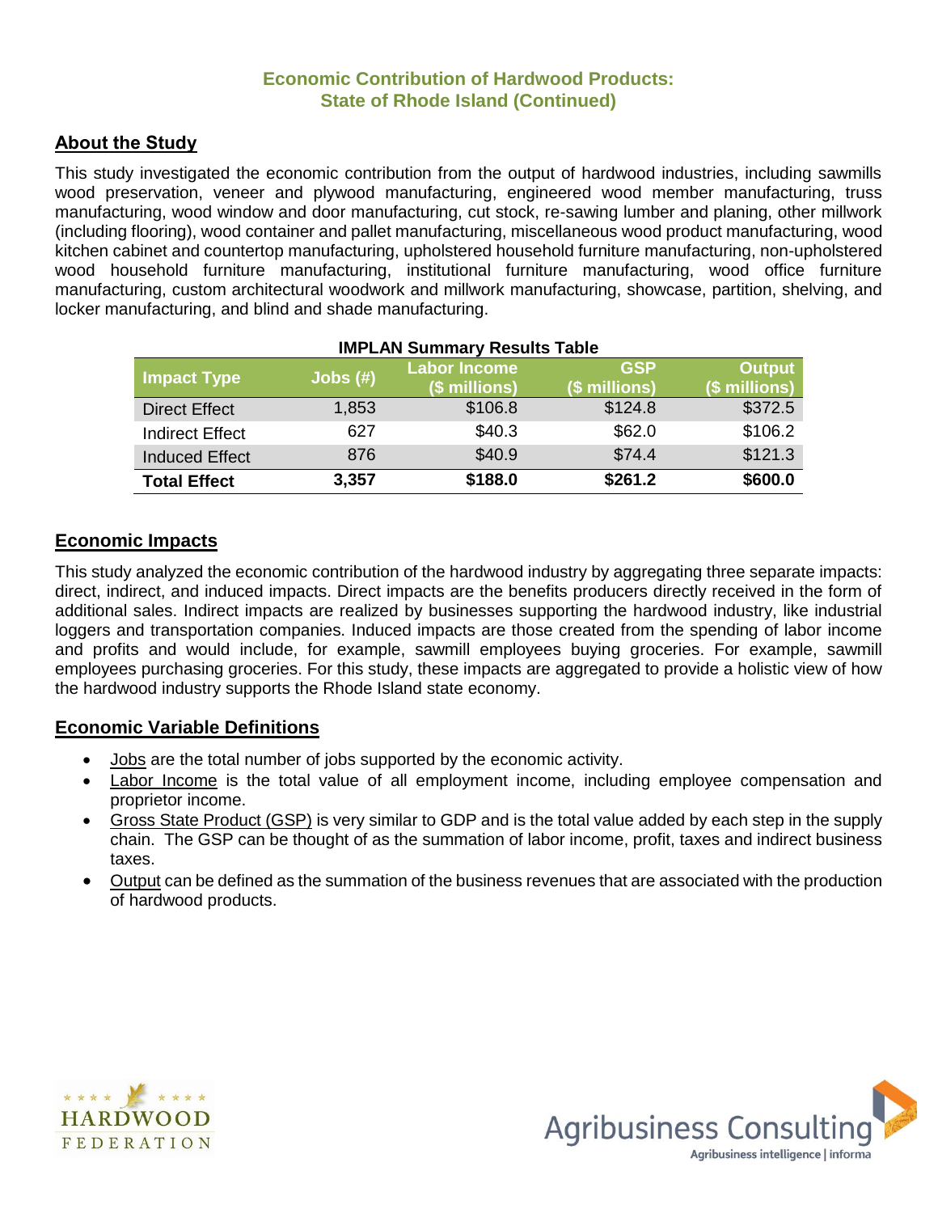## Economic Contribution of Hardwood Products: State of Rhode Island (Continued)

### About the Study

This study investigated the economic contribution from the output of hardwood industries, including sawmills wood preservation, veneer and plywood manufacturing, engineered wood member manufacturing, truss manufacturing, wood window and door manufacturing, cut stock, re-sawing lumber and planing, other millwork (including flooring), wood container and pallet manufacturing, miscellaneous wood product manufacturing, wood kitchen cabinet and countertop manufacturing, upholstered household furniture manufacturing, non-upholstered wood household furniture manufacturing, institutional furniture manufacturing, wood office furniture manufacturing, custom architectural woodwork and millwork manufacturing, showcase, partition, shelving, and locker manufacturing, and blind and shade manufacturing.

**IMPLAN Summary Results Table**

| Impact Type | Jobs (#) | Labor Income ($ millions) | GSP ($ millions) | Output ($ millions) |
|---|---|---|---|---|
| Direct Effect | 1,853 | $106.8 | $124.8 | $372.5 |
| Indirect Effect | 627 | $40.3 | $62.0 | $106.2 |
| Induced Effect | 876 | $40.9 | $74.4 | $121.3 |
| **Total Effect** | **3,357** | **$188.0** | **$261.2** | **$600.0** |

### Economic Impacts

This study analyzed the economic contribution of the hardwood industry by aggregating three separate impacts: direct, indirect, and induced impacts. Direct impacts are the benefits producers directly received in the form of additional sales. Indirect impacts are realized by businesses supporting the hardwood industry, like industrial loggers and transportation companies. Induced impacts are those created from the spending of labor income and profits and would include, for example, sawmill employees buying groceries. For example, sawmill employees purchasing groceries. For this study, these impacts are aggregated to provide a holistic view of how the hardwood industry supports the Rhode Island state economy.

### Economic Variable Definitions

- Jobs are the total number of jobs supported by the economic activity.
- Labor Income is the total value of all employment income, including employee compensation and proprietor income.
- Gross State Product (GSP) is very similar to GDP and is the total value added by each step in the supply chain. The GSP can be thought of as the summation of labor income, profit, taxes and indirect business taxes.
- Output can be defined as the summation of the business revenues that are associated with the production of hardwood products.

HARDWOOD FEDERATION

Agribusiness Consulting
Agribusiness intelligence | informa